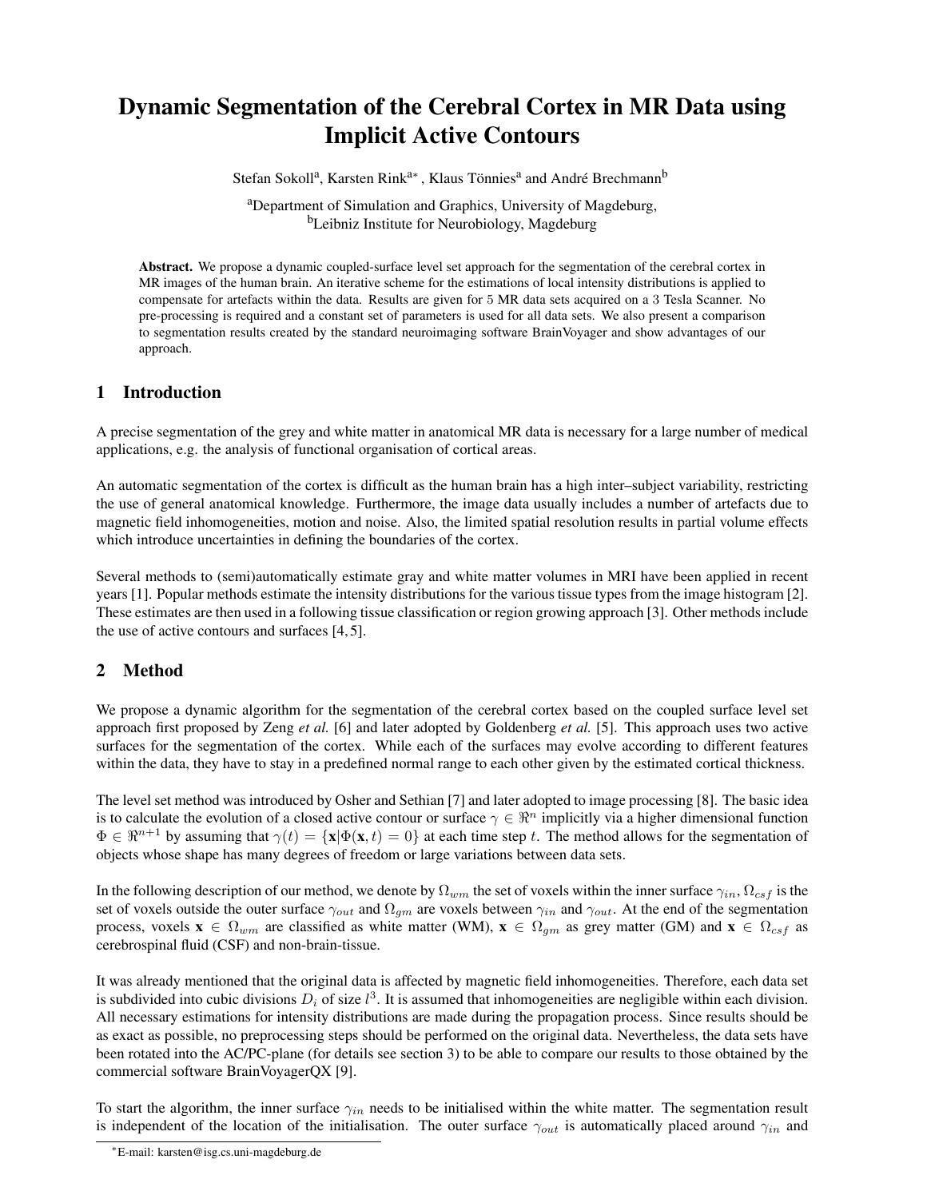# Dynamic Segmentation of the Cerebral Cortex in MR Data using Implicit Active Contours

Stefan Sokoll[a], Karsten Rink[a*], Klaus Tönnies[a] and André Brechmann[b]

[a]Department of Simulation and Graphics, University of Magdeburg,
[b]Leibniz Institute for Neurobiology, Magdeburg

**Abstract.** We propose a dynamic coupled-surface level set approach for the segmentation of the cerebral cortex in MR images of the human brain. An iterative scheme for the estimations of local intensity distributions is applied to compensate for artefacts within the data. Results are given for 5 MR data sets acquired on a 3 Tesla Scanner. No pre-processing is required and a constant set of parameters is used for all data sets. We also present a comparison to segmentation results created by the standard neuroimaging software BrainVoyager and show advantages of our approach.

## 1 Introduction

A precise segmentation of the grey and white matter in anatomical MR data is necessary for a large number of medical applications, e.g. the analysis of functional organisation of cortical areas.

An automatic segmentation of the cortex is difficult as the human brain has a high inter–subject variability, restricting the use of general anatomical knowledge. Furthermore, the image data usually includes a number of artefacts due to magnetic field inhomogeneities, motion and noise. Also, the limited spatial resolution results in partial volume effects which introduce uncertainties in defining the boundaries of the cortex.

Several methods to (semi)automatically estimate gray and white matter volumes in MRI have been applied in recent years [1]. Popular methods estimate the intensity distributions for the various tissue types from the image histogram [2]. These estimates are then used in a following tissue classification or region growing approach [3]. Other methods include the use of active contours and surfaces [4, 5].

## 2 Method

We propose a dynamic algorithm for the segmentation of the cerebral cortex based on the coupled surface level set approach first proposed by Zeng *et al.* [6] and later adopted by Goldenberg *et al.* [5]. This approach uses two active surfaces for the segmentation of the cortex. While each of the surfaces may evolve according to different features within the data, they have to stay in a predefined normal range to each other given by the estimated cortical thickness.

The level set method was introduced by Osher and Sethian [7] and later adopted to image processing [8]. The basic idea is to calculate the evolution of a closed active contour or surface $\gamma \in \Re^n$ implicitly via a higher dimensional function $\Phi \in \Re^{n+1}$ by assuming that $\gamma(t) = \{\mathbf{x}|\Phi(\mathbf{x}, t) = 0\}$ at each time step $t$. The method allows for the segmentation of objects whose shape has many degrees of freedom or large variations between data sets.

In the following description of our method, we denote by $\Omega_{wm}$ the set of voxels within the inner surface $\gamma_{in}$, $\Omega_{csf}$ is the set of voxels outside the outer surface $\gamma_{out}$ and $\Omega_{gm}$ are voxels between $\gamma_{in}$ and $\gamma_{out}$. At the end of the segmentation process, voxels $\mathbf{x} \in \Omega_{wm}$ are classified as white matter (WM), $\mathbf{x} \in \Omega_{gm}$ as grey matter (GM) and $\mathbf{x} \in \Omega_{csf}$ as cerebrospinal fluid (CSF) and non-brain-tissue.

It was already mentioned that the original data is affected by magnetic field inhomogeneities. Therefore, each data set is subdivided into cubic divisions $D_i$ of size $l^3$. It is assumed that inhomogeneities are negligible within each division. All necessary estimations for intensity distributions are made during the propagation process. Since results should be as exact as possible, no preprocessing steps should be performed on the original data. Nevertheless, the data sets have been rotated into the AC/PC-plane (for details see section 3) to be able to compare our results to those obtained by the commercial software BrainVoyagerQX [9].

To start the algorithm, the inner surface $\gamma_{in}$ needs to be initialised within the white matter. The segmentation result is independent of the location of the initialisation. The outer surface $\gamma_{out}$ is automatically placed around $\gamma_{in}$ and

*E-mail: karsten@isg.cs.uni-magdeburg.de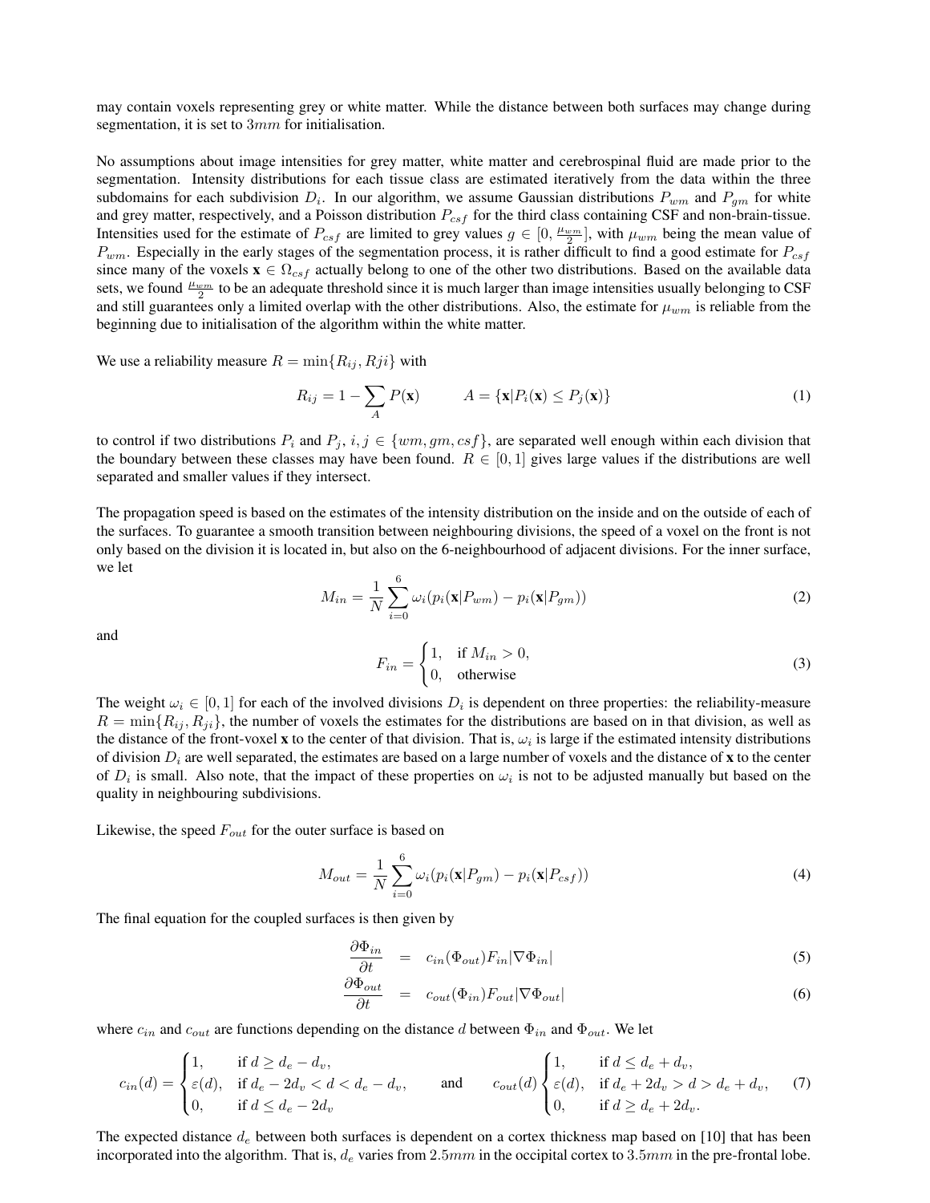may contain voxels representing grey or white matter. While the distance between both surfaces may change during segmentation, it is set to $3mm$ for initialisation.

No assumptions about image intensities for grey matter, white matter and cerebrospinal fluid are made prior to the segmentation. Intensity distributions for each tissue class are estimated iteratively from the data within the three subdomains for each subdivision $D_i$. In our algorithm, we assume Gaussian distributions $P_{wm}$ and $P_{gm}$ for white and grey matter, respectively, and a Poisson distribution $P_{csf}$ for the third class containing CSF and non-brain-tissue. Intensities used for the estimate of $P_{csf}$ are limited to grey values $g \in [0, \frac{\mu_{wm}}{2}]$, with $\mu_{wm}$ being the mean value of $P_{wm}$. Especially in the early stages of the segmentation process, it is rather difficult to find a good estimate for $P_{csf}$ since many of the voxels $\mathbf{x} \in \Omega_{csf}$ actually belong to one of the other two distributions. Based on the available data sets, we found $\frac{\mu_{wm}}{2}$ to be an adequate threshold since it is much larger than image intensities usually belonging to CSF and still guarantees only a limited overlap with the other distributions. Also, the estimate for $\mu_{wm}$ is reliable from the beginning due to initialisation of the algorithm within the white matter.

We use a reliability measure $R = \min\{R_{ij}, Rji\}$ with

$$R_{ij} = 1 - \sum_{A} P(\mathbf{x}) \qquad A = \{\mathbf{x} | P_i(\mathbf{x}) \leq P_j(\mathbf{x})\} \tag{1}$$

to control if two distributions $P_i$ and $P_j$, $i, j \in \{wm, gm, csf\}$, are separated well enough within each division that the boundary between these classes may have been found. $R \in [0, 1]$ gives large values if the distributions are well separated and smaller values if they intersect.

The propagation speed is based on the estimates of the intensity distribution on the inside and on the outside of each of the surfaces. To guarantee a smooth transition between neighbouring divisions, the speed of a voxel on the front is not only based on the division it is located in, but also on the 6-neighbourhood of adjacent divisions. For the inner surface, we let

$$M_{in} = \frac{1}{N} \sum_{i=0}^{6} \omega_i (p_i(\mathbf{x}|P_{wm}) - p_i(\mathbf{x}|P_{gm})) \tag{2}$$

and

$$F_{in} = \begin{cases} 1, & \text{if } M_{in} > 0, \\ 0, & \text{otherwise} \end{cases} \tag{3}$$

The weight $\omega_i \in [0, 1]$ for each of the involved divisions $D_i$ is dependent on three properties: the reliability-measure $R = \min\{R_{ij}, R_{ji}\}$, the number of voxels the estimates for the distributions are based on in that division, as well as the distance of the front-voxel $\mathbf{x}$ to the center of that division. That is, $\omega_i$ is large if the estimated intensity distributions of division $D_i$ are well separated, the estimates are based on a large number of voxels and the distance of $\mathbf{x}$ to the center of $D_i$ is small. Also note, that the impact of these properties on $\omega_i$ is not to be adjusted manually but based on the quality in neighbouring subdivisions.

Likewise, the speed $F_{out}$ for the outer surface is based on

$$M_{out} = \frac{1}{N} \sum_{i=0}^{6} \omega_i (p_i(\mathbf{x}|P_{gm}) - p_i(\mathbf{x}|P_{csf})) \tag{4}$$

The final equation for the coupled surfaces is then given by

$$\frac{\partial \Phi_{in}}{\partial t} = c_{in}(\Phi_{out}) F_{in} |\nabla \Phi_{in}| \tag{5}$$

$$\frac{\partial \Phi_{out}}{\partial t} = c_{out}(\Phi_{in}) F_{out} |\nabla \Phi_{out}| \tag{6}$$

where $c_{in}$ and $c_{out}$ are functions depending on the distance $d$ between $\Phi_{in}$ and $\Phi_{out}$. We let

$$c_{in}(d) = \begin{cases} 1, & \text{if } d \geq d_e - d_v, \\ \varepsilon(d), & \text{if } d_e - 2d_v < d < d_e - d_v, \\ 0, & \text{if } d \leq d_e - 2d_v \end{cases} \qquad \text{and} \qquad c_{out}(d) \begin{cases} 1, & \text{if } d \leq d_e + d_v, \\ \varepsilon(d), & \text{if } d_e + 2d_v > d > d_e + d_v, \\ 0, & \text{if } d \geq d_e + 2d_v. \end{cases} \tag{7}$$

The expected distance $d_e$ between both surfaces is dependent on a cortex thickness map based on [10] that has been incorporated into the algorithm. That is, $d_e$ varies from $2.5mm$ in the occipital cortex to $3.5mm$ in the pre-frontal lobe.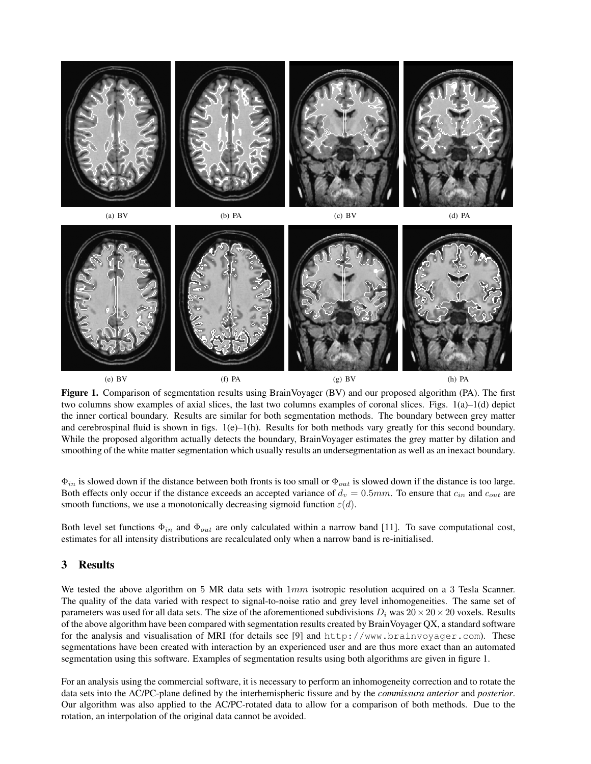(a) BV (b) PA (c) BV (d) PA

(e) BV (f) PA (g) BV (h) PA

**Figure 1.** Comparison of segmentation results using BrainVoyager (BV) and our proposed algorithm (PA). The first two columns show examples of axial slices, the last two columns examples of coronal slices. Figs. 1(a)–1(d) depict the inner cortical boundary. Results are similar for both segmentation methods. The boundary between grey matter and cerebrospinal fluid is shown in figs. 1(e)–1(h). Results for both methods vary greatly for this second boundary. While the proposed algorithm actually detects the boundary, BrainVoyager estimates the grey matter by dilation and smoothing of the white matter segmentation which usually results an undersegmentation as well as an inexact boundary.

$\Phi_{in}$ is slowed down if the distance between both fronts is too small or $\Phi_{out}$ is slowed down if the distance is too large. Both effects only occur if the distance exceeds an accepted variance of $d_v = 0.5mm$. To ensure that $c_{in}$ and $c_{out}$ are smooth functions, we use a monotonically decreasing sigmoid function $\varepsilon(d)$.

Both level set functions $\Phi_{in}$ and $\Phi_{out}$ are only calculated within a narrow band [11]. To save computational cost, estimates for all intensity distributions are recalculated only when a narrow band is re-initialised.

## 3 Results

We tested the above algorithm on 5 MR data sets with $1mm$ isotropic resolution acquired on a 3 Tesla Scanner. The quality of the data varied with respect to signal-to-noise ratio and grey level inhomogeneities. The same set of parameters was used for all data sets. The size of the aforementioned subdivisions $D_i$ was $20 \times 20 \times 20$ voxels. Results of the above algorithm have been compared with segmentation results created by BrainVoyager QX, a standard software for the analysis and visualisation of MRI (for details see [9] and http://www.brainvoyager.com). These segmentations have been created with interaction by an experienced user and are thus more exact than an automated segmentation using this software. Examples of segmentation results using both algorithms are given in figure 1.

For an analysis using the commercial software, it is necessary to perform an inhomogeneity correction and to rotate the data sets into the AC/PC-plane defined by the interhemispheric fissure and by the *commissura anterior* and *posterior*. Our algorithm was also applied to the AC/PC-rotated data to allow for a comparison of both methods. Due to the rotation, an interpolation of the original data cannot be avoided.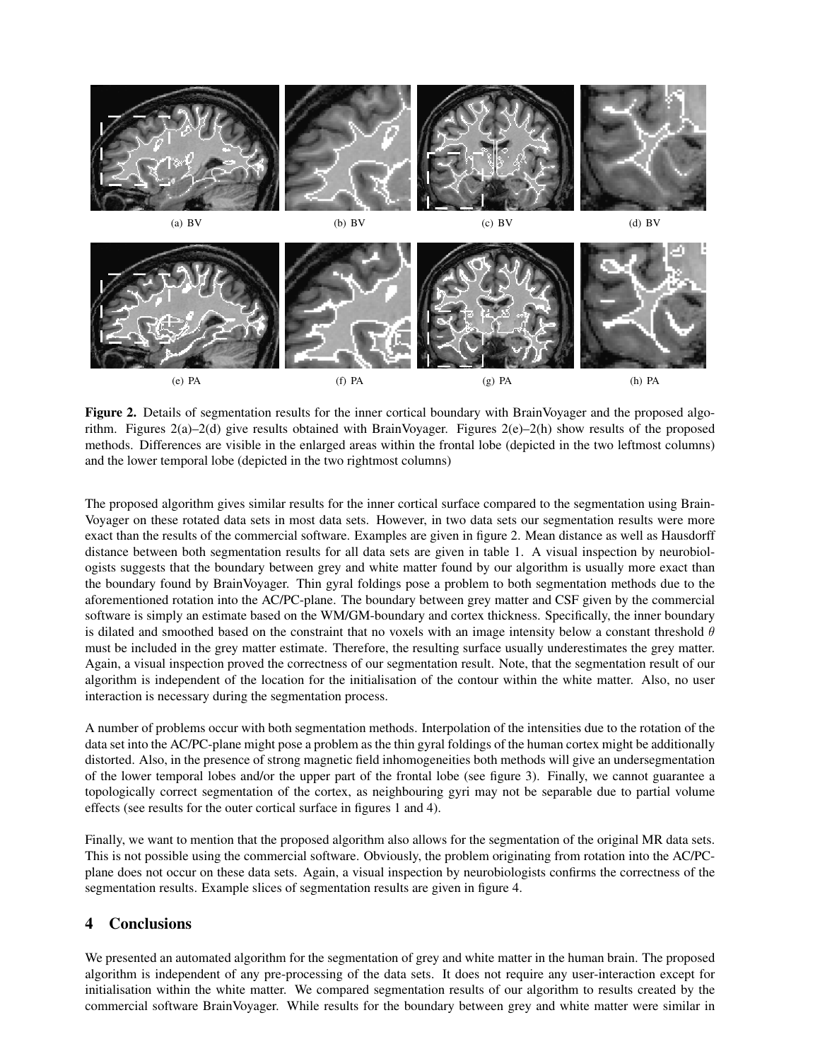(a) BV (b) BV (c) BV (d) BV

(e) PA (f) PA (g) PA (h) PA

**Figure 2.** Details of segmentation results for the inner cortical boundary with BrainVoyager and the proposed algorithm. Figures 2(a)–2(d) give results obtained with BrainVoyager. Figures 2(e)–2(h) show results of the proposed methods. Differences are visible in the enlarged areas within the frontal lobe (depicted in the two leftmost columns) and the lower temporal lobe (depicted in the two rightmost columns)

The proposed algorithm gives similar results for the inner cortical surface compared to the segmentation using BrainVoyager on these rotated data sets in most data sets. However, in two data sets our segmentation results were more exact than the results of the commercial software. Examples are given in figure 2. Mean distance as well as Hausdorff distance between both segmentation results for all data sets are given in table 1. A visual inspection by neurobiologists suggests that the boundary between grey and white matter found by our algorithm is usually more exact than the boundary found by BrainVoyager. Thin gyral foldings pose a problem to both segmentation methods due to the aforementioned rotation into the AC/PC-plane. The boundary between grey matter and CSF given by the commercial software is simply an estimate based on the WM/GM-boundary and cortex thickness. Specifically, the inner boundary is dilated and smoothed based on the constraint that no voxels with an image intensity below a constant threshold $\theta$ must be included in the grey matter estimate. Therefore, the resulting surface usually underestimates the grey matter. Again, a visual inspection proved the correctness of our segmentation result. Note, that the segmentation result of our algorithm is independent of the location for the initialisation of the contour within the white matter. Also, no user interaction is necessary during the segmentation process.

A number of problems occur with both segmentation methods. Interpolation of the intensities due to the rotation of the data set into the AC/PC-plane might pose a problem as the thin gyral foldings of the human cortex might be additionally distorted. Also, in the presence of strong magnetic field inhomogeneities both methods will give an undersegmentation of the lower temporal lobes and/or the upper part of the frontal lobe (see figure 3). Finally, we cannot guarantee a topologically correct segmentation of the cortex, as neighbouring gyri may not be separable due to partial volume effects (see results for the outer cortical surface in figures 1 and 4).

Finally, we want to mention that the proposed algorithm also allows for the segmentation of the original MR data sets. This is not possible using the commercial software. Obviously, the problem originating from rotation into the AC/PC-plane does not occur on these data sets. Again, a visual inspection by neurobiologists confirms the correctness of the segmentation results. Example slices of segmentation results are given in figure 4.

## 4 Conclusions

We presented an automated algorithm for the segmentation of grey and white matter in the human brain. The proposed algorithm is independent of any pre-processing of the data sets. It does not require any user-interaction except for initialisation within the white matter. We compared segmentation results of our algorithm to results created by the commercial software BrainVoyager. While results for the boundary between grey and white matter were similar in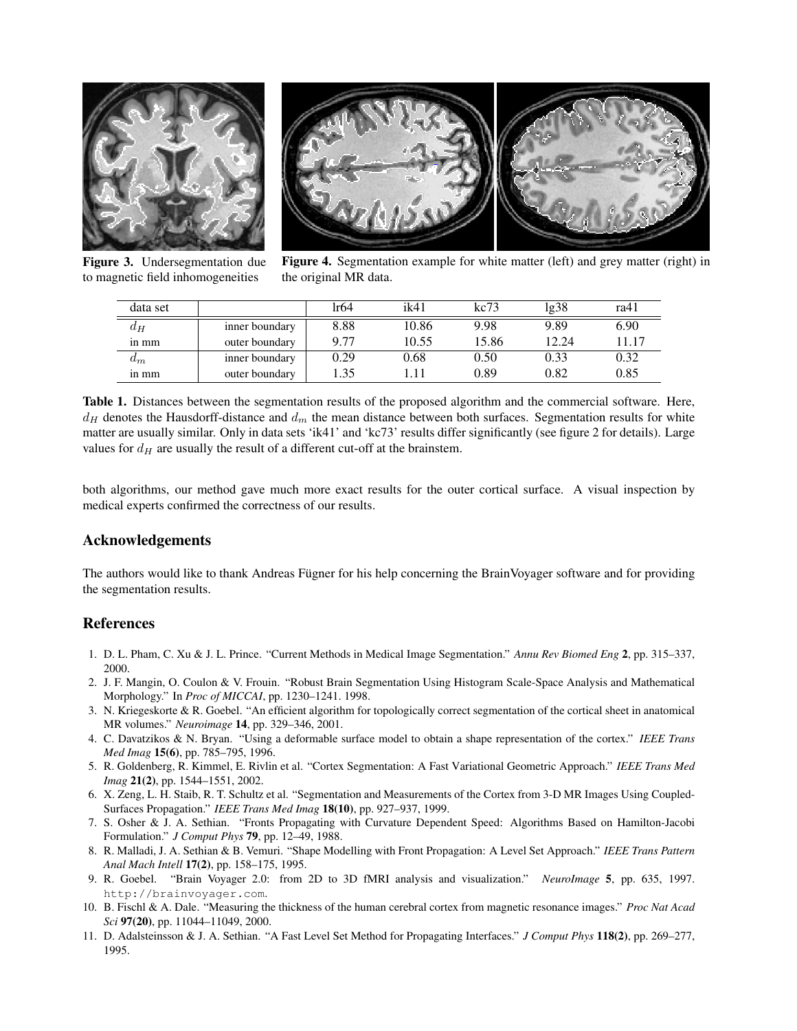**Figure 3.** Undersegmentation due to magnetic field inhomogeneities

**Figure 4.** Segmentation example for white matter (left) and grey matter (right) in the original MR data.

| data set | | lr64 | ik41 | kc73 | lg38 | ra41 |
|---|---|---|---|---|---|---|
| $d_H$ | inner boundary | 8.88 | 10.86 | 9.98 | 9.89 | 6.90 |
| in mm | outer boundary | 9.77 | 10.55 | 15.86 | 12.24 | 11.17 |
| $d_m$ | inner boundary | 0.29 | 0.68 | 0.50 | 0.33 | 0.32 |
| in mm | outer boundary | 1.35 | 1.11 | 0.89 | 0.82 | 0.85 |

**Table 1.** Distances between the segmentation results of the proposed algorithm and the commercial software. Here, $d_H$ denotes the Hausdorff-distance and $d_m$ the mean distance between both surfaces. Segmentation results for white matter are usually similar. Only in data sets 'ik41' and 'kc73' results differ significantly (see figure 2 for details). Large values for $d_H$ are usually the result of a different cut-off at the brainstem.

both algorithms, our method gave much more exact results for the outer cortical surface. A visual inspection by medical experts confirmed the correctness of our results.

## Acknowledgements

The authors would like to thank Andreas Fügner for his help concerning the BrainVoyager software and for providing the segmentation results.

## References

1. D. L. Pham, C. Xu & J. L. Prince. "Current Methods in Medical Image Segmentation." *Annu Rev Biomed Eng* **2**, pp. 315–337, 2000.
2. J. F. Mangin, O. Coulon & V. Frouin. "Robust Brain Segmentation Using Histogram Scale-Space Analysis and Mathematical Morphology." In *Proc of MICCAI*, pp. 1230–1241. 1998.
3. N. Kriegeskorte & R. Goebel. "An efficient algorithm for topologically correct segmentation of the cortical sheet in anatomical MR volumes." *Neuroimage* **14**, pp. 329–346, 2001.
4. C. Davatzikos & N. Bryan. "Using a deformable surface model to obtain a shape representation of the cortex." *IEEE Trans Med Imag* **15(6)**, pp. 785–795, 1996.
5. R. Goldenberg, R. Kimmel, E. Rivlin et al. "Cortex Segmentation: A Fast Variational Geometric Approach." *IEEE Trans Med Imag* **21(2)**, pp. 1544–1551, 2002.
6. X. Zeng, L. H. Staib, R. T. Schultz et al. "Segmentation and Measurements of the Cortex from 3-D MR Images Using Coupled-Surfaces Propagation." *IEEE Trans Med Imag* **18(10)**, pp. 927–937, 1999.
7. S. Osher & J. A. Sethian. "Fronts Propagating with Curvature Dependent Speed: Algorithms Based on Hamilton-Jacobi Formulation." *J Comput Phys* **79**, pp. 12–49, 1988.
8. R. Malladi, J. A. Sethian & B. Vemuri. "Shape Modelling with Front Propagation: A Level Set Approach." *IEEE Trans Pattern Anal Mach Intell* **17(2)**, pp. 158–175, 1995.
9. R. Goebel. "Brain Voyager 2.0: from 2D to 3D fMRI analysis and visualization." *NeuroImage* **5**, pp. 635, 1997. http://brainvoyager.com.
10. B. Fischl & A. Dale. "Measuring the thickness of the human cerebral cortex from magnetic resonance images." *Proc Nat Acad Sci* **97(20)**, pp. 11044–11049, 2000.
11. D. Adalsteinsson & J. A. Sethian. "A Fast Level Set Method for Propagating Interfaces." *J Comput Phys* **118(2)**, pp. 269–277, 1995.